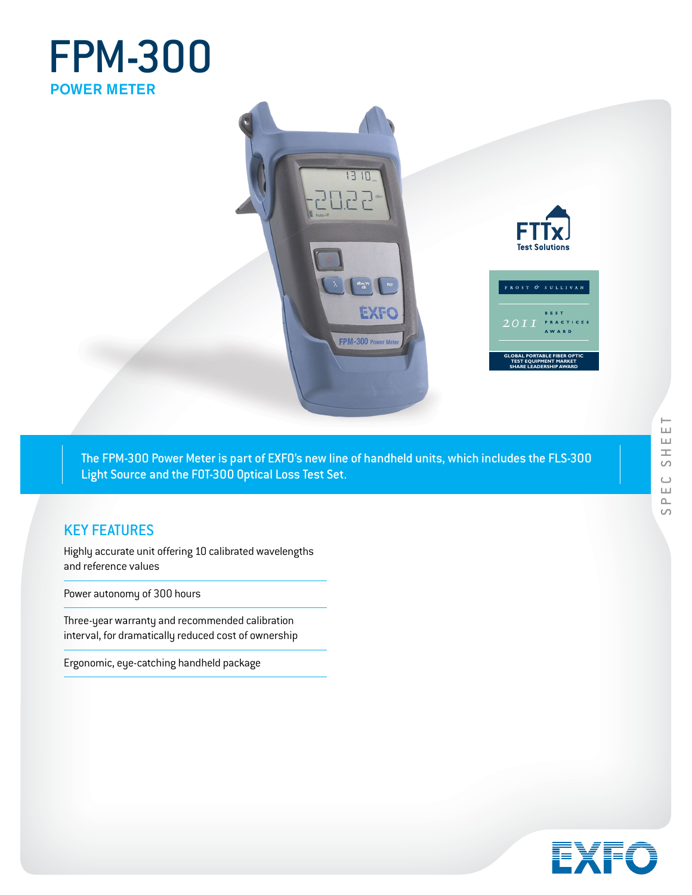# FPM-300

## POWER METER

FTTx Test Solutions

FROST & SULLIVAN 2011 BEST PRACTICES AWARD

GLOBAL PORTABLE FIBER OPTIC TEST EQUIPMENT MARKET SHARE LEADERSHIP AWARD

The FPM-300 Power Meter is part of EXFO's new line of handheld units, which includes the FLS-300 Light Source and the FOT-300 Optical Loss Test Set.

SPEC SHEET

## KEY FEATURES

Highly accurate unit offering 10 calibrated wavelengths and reference values

Power autonomy of 300 hours

Three-year warranty and recommended calibration interval, for dramatically reduced cost of ownership

Ergonomic, eye-catching handheld package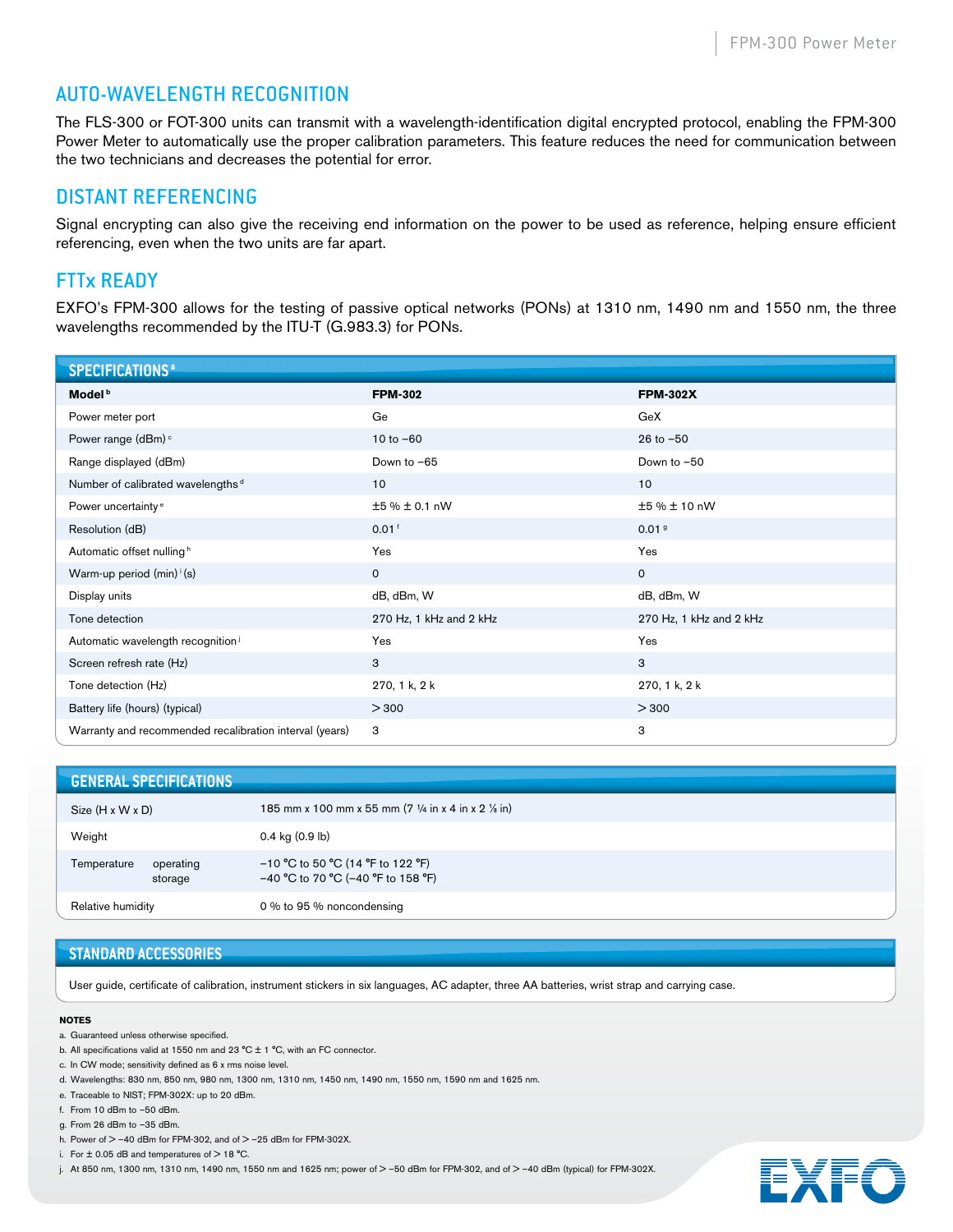## AUTO-WAVELENGTH RECOGNITION

The FLS-300 or FOT-300 units can transmit with a wavelength-identification digital encrypted protocol, enabling the FPM-300 Power Meter to automatically use the proper calibration parameters. This feature reduces the need for communication between the two technicians and decreases the potential for error.

## DISTANT REFERENCING

Signal encrypting can also give the receiving end information on the power to be used as reference, helping ensure efficient referencing, even when the two units are far apart.

## FTTx READY

EXFO's FPM-300 allows for the testing of passive optical networks (PONs) at 1310 nm, 1490 nm and 1550 nm, the three wavelengths recommended by the ITU-T (G.983.3) for PONs.

## SPECIFICATIONS [a]

| Model [b] | FPM-302 | FPM-302X |
|---|---|---|
| Power meter port | Ge | GeX |
| Power range (dBm) [c] | 10 to −60 | 26 to −50 |
| Range displayed (dBm) | Down to −65 | Down to −50 |
| Number of calibrated wavelengths [d] | 10 | 10 |
| Power uncertainty [e] | ±5 % ± 0.1 nW | ±5 % ± 10 nW |
| Resolution (dB) | 0.01 [f] | 0.01 [g] |
| Automatic offset nulling [h] | Yes | Yes |
| Warm-up period (min) [i] (s) | 0 | 0 |
| Display units | dB, dBm, W | dB, dBm, W |
| Tone detection | 270 Hz, 1 kHz and 2 kHz | 270 Hz, 1 kHz and 2 kHz |
| Automatic wavelength recognition [j] | Yes | Yes |
| Screen refresh rate (Hz) | 3 | 3 |
| Tone detection (Hz) | 270, 1 k, 2 k | 270, 1 k, 2 k |
| Battery life (hours) (typical) | > 300 | > 300 |
| Warranty and recommended recalibration interval (years) | 3 | 3 |

## GENERAL SPECIFICATIONS

| | |
|---|---|
| Size (H x W x D) | 185 mm x 100 mm x 55 mm (7 ¼ in x 4 in x 2 ⅛ in) |
| Weight | 0.4 kg (0.9 lb) |
| Temperature operating | −10 °C to 50 °C (14 °F to 122 °F) |
| Temperature storage | −40 °C to 70 °C (−40 °F to 158 °F) |
| Relative humidity | 0 % to 95 % noncondensing |

## STANDARD ACCESSORIES

User guide, certificate of calibration, instrument stickers in six languages, AC adapter, three AA batteries, wrist strap and carrying case.

**NOTES**

a. Guaranteed unless otherwise specified.
b. All specifications valid at 1550 nm and 23 °C ± 1 °C, with an FC connector.
c. In CW mode; sensitivity defined as 6 x rms noise level.
d. Wavelengths: 830 nm, 850 nm, 980 nm, 1300 nm, 1310 nm, 1450 nm, 1490 nm, 1550 nm, 1590 nm and 1625 nm.
e. Traceable to NIST; FPM-302X: up to 20 dBm.
f. From 10 dBm to −50 dBm.
g. From 26 dBm to −35 dBm.
h. Power of > −40 dBm for FPM-302, and of > −25 dBm for FPM-302X.
i. For ± 0.05 dB and temperatures of > 18 °C.
j. At 850 nm, 1300 nm, 1310 nm, 1490 nm, 1550 nm and 1625 nm; power of > −50 dBm for FPM-302, and of > −40 dBm (typical) for FPM-302X.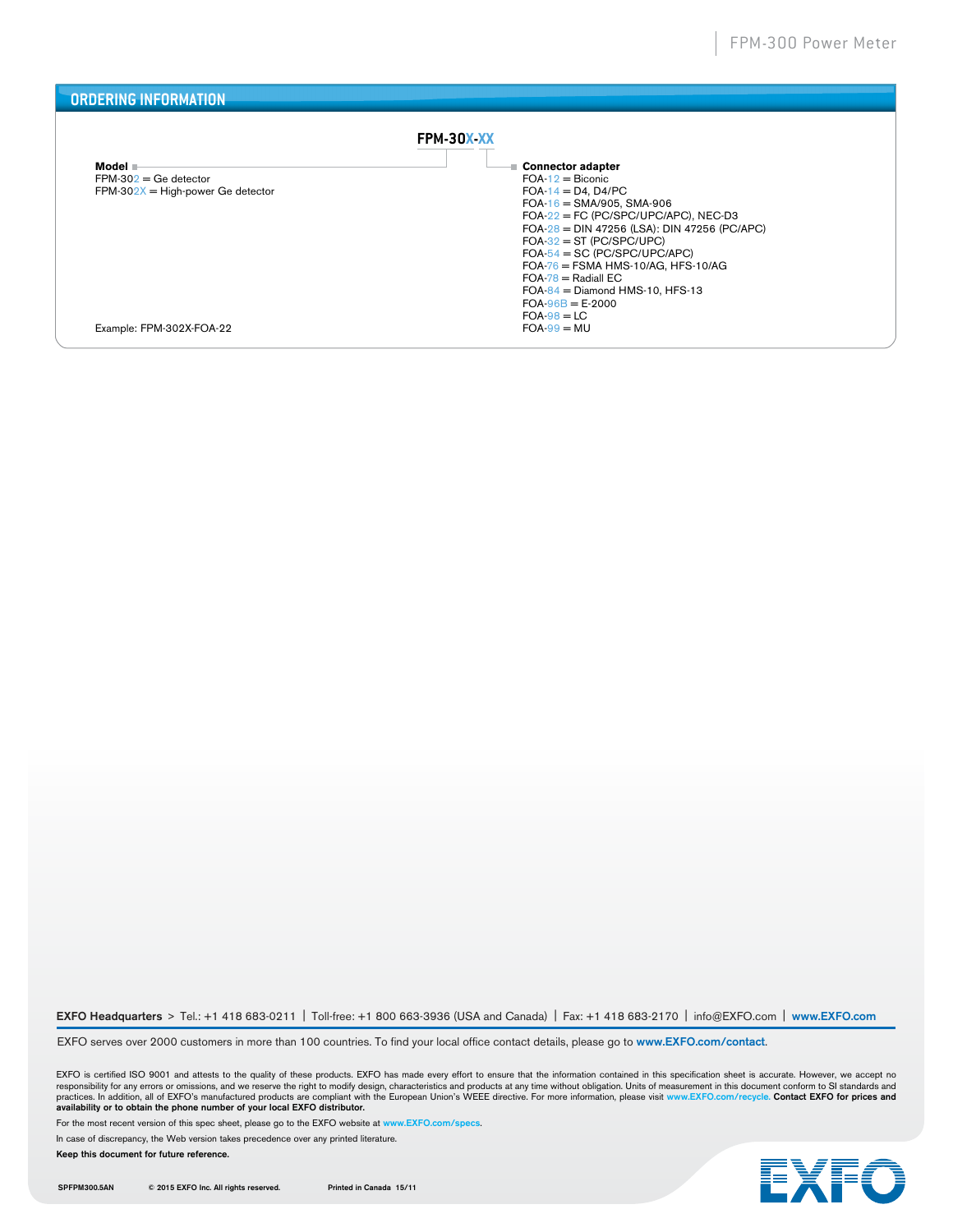## ORDERING INFORMATION

**FPM-30X-XX**

**Model**

FPM-302 = Ge detector
FPM-302X = High-power Ge detector

**Connector adapter**

FOA-12 = Biconic
FOA-14 = D4, D4/PC
FOA-16 = SMA/905, SMA-906
FOA-22 = FC (PC/SPC/UPC/APC), NEC-D3
FOA-28 = DIN 47256 (LSA): DIN 47256 (PC/APC)
FOA-32 = ST (PC/SPC/UPC)
FOA-54 = SC (PC/SPC/UPC/APC)
FOA-76 = FSMA HMS-10/AG, HFS-10/AG
FOA-78 = Radiall EC
FOA-84 = Diamond HMS-10, HFS-13
FOA-96B = E-2000
FOA-98 = LC
FOA-99 = MU

Example: FPM-302X-FOA-22

**EXFO Headquarters** > Tel.: +1 418 683-0211 | Toll-free: +1 800 663-3936 (USA and Canada) | Fax: +1 418 683-2170 | info@EXFO.com | **www.EXFO.com**

EXFO serves over 2000 customers in more than 100 countries. To find your local office contact details, please go to **www.EXFO.com/contact**.

EXFO is certified ISO 9001 and attests to the quality of these products. EXFO has made every effort to ensure that the information contained in this specification sheet is accurate. However, we accept no responsibility for any errors or omissions, and we reserve the right to modify design, characteristics and products at any time without obligation. Units of measurement in this document conform to SI standards and practices. In addition, all of EXFO's manufactured products are compliant with the European Union's WEEE directive. For more information, please visit www.EXFO.com/recycle. **Contact EXFO for prices and availability or to obtain the phone number of your local EXFO distributor.**

For the most recent version of this spec sheet, please go to the EXFO website at www.EXFO.com/specs.

In case of discrepancy, the Web version takes precedence over any printed literature.

**Keep this document for future reference.**

SPFPM300.5AN © 2015 EXFO Inc. All rights reserved. Printed in Canada 15/11